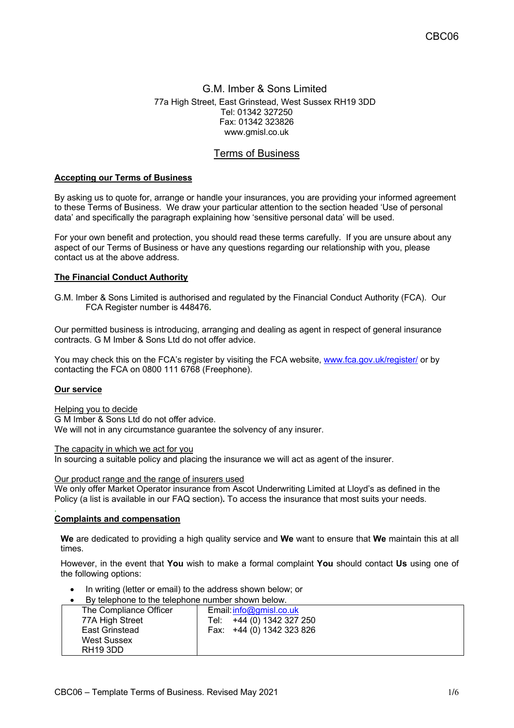CBC06

G.M. Imber & Sons Limited

77a High Street, East Grinstead, West Sussex RH19 3DD
Tel: 01342 327250
Fax: 01342 323826
www.gmisl.co.uk

# Terms of Business

## Accepting our Terms of Business

By asking us to quote for, arrange or handle your insurances, you are providing your informed agreement to these Terms of Business. We draw your particular attention to the section headed 'Use of personal data' and specifically the paragraph explaining how 'sensitive personal data' will be used.

For your own benefit and protection, you should read these terms carefully. If you are unsure about any aspect of our Terms of Business or have any questions regarding our relationship with you, please contact us at the above address.

## The Financial Conduct Authority

G.M. Imber & Sons Limited is authorised and regulated by the Financial Conduct Authority (FCA). Our FCA Register number is 448476.

Our permitted business is introducing, arranging and dealing as agent in respect of general insurance contracts. G M Imber & Sons Ltd do not offer advice.

You may check this on the FCA's register by visiting the FCA website, www.fca.gov.uk/register/ or by contacting the FCA on 0800 111 6768 (Freephone).

## Our service

Helping you to decide
G M Imber & Sons Ltd do not offer advice.
We will not in any circumstance guarantee the solvency of any insurer.

The capacity in which we act for you
In sourcing a suitable policy and placing the insurance we will act as agent of the insurer.

Our product range and the range of insurers used
We only offer Market Operator insurance from Ascot Underwriting Limited at Lloyd's as defined in the Policy (a list is available in our FAQ section). To access the insurance that most suits your needs.

## Complaints and compensation

**We** are dedicated to providing a high quality service and **We** want to ensure that **We** maintain this at all times.

However, in the event that **You** wish to make a formal complaint **You** should contact **Us** using one of the following options:

- In writing (letter or email) to the address shown below; or
- By telephone to the telephone number shown below.

| | |
|---|---|
| The Compliance Officer<br>77A High Street<br>East Grinstead<br>West Sussex<br>RH19 3DD | Email: info@gmisl.co.uk<br>Tel: +44 (0) 1342 327 250<br>Fax: +44 (0) 1342 323 826 |

CBC06 – Template Terms of Business. Revised May 2021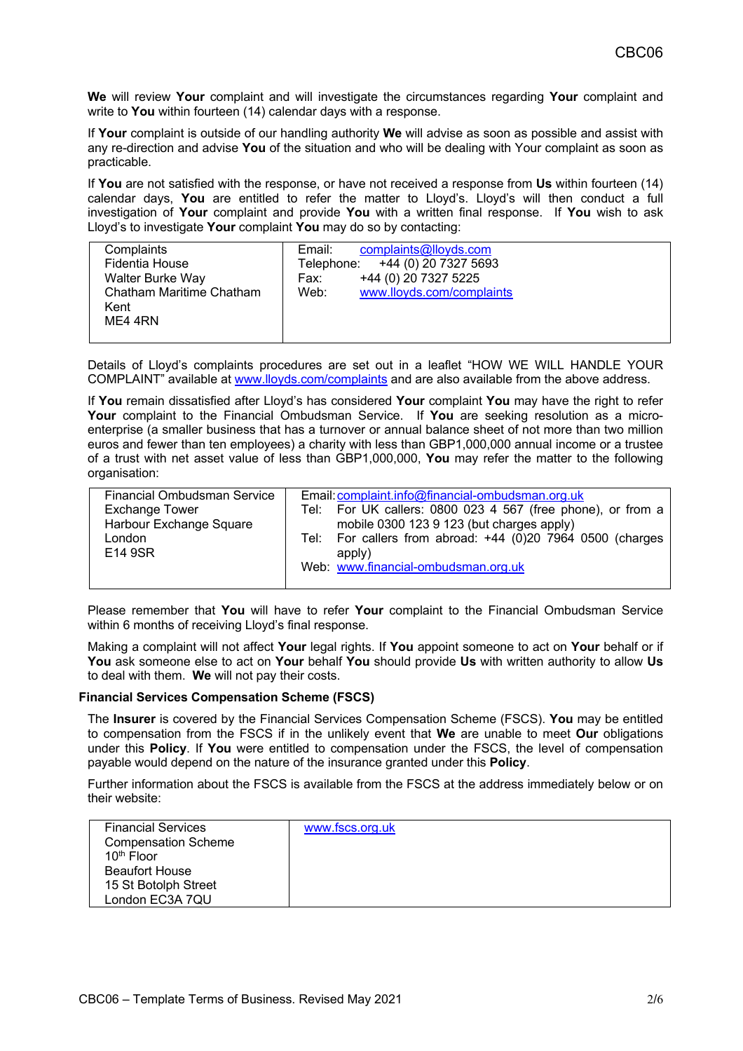**We** will review **Your** complaint and will investigate the circumstances regarding **Your** complaint and write to **You** within fourteen (14) calendar days with a response.

If **Your** complaint is outside of our handling authority **We** will advise as soon as possible and assist with any re-direction and advise **You** of the situation and who will be dealing with Your complaint as soon as practicable.

If **You** are not satisfied with the response, or have not received a response from **Us** within fourteen (14) calendar days, **You** are entitled to refer the matter to Lloyd's. Lloyd's will then conduct a full investigation of **Your** complaint and provide **You** with a written final response. If **You** wish to ask Lloyd's to investigate **Your** complaint **You** may do so by contacting:

| | |
|---|---|
| Complaints<br>Fidentia House<br>Walter Burke Way<br>Chatham Maritime Chatham<br>Kent<br>ME4 4RN | Email: complaints@lloyds.com<br>Telephone: +44 (0) 20 7327 5693<br>Fax: +44 (0) 20 7327 5225<br>Web: www.lloyds.com/complaints |

Details of Lloyd's complaints procedures are set out in a leaflet "HOW WE WILL HANDLE YOUR COMPLAINT" available at www.lloyds.com/complaints and are also available from the above address.

If **You** remain dissatisfied after Lloyd's has considered **Your** complaint **You** may have the right to refer **Your** complaint to the Financial Ombudsman Service. If **You** are seeking resolution as a micro-enterprise (a smaller business that has a turnover or annual balance sheet of not more than two million euros and fewer than ten employees) a charity with less than GBP1,000,000 annual income or a trustee of a trust with net asset value of less than GBP1,000,000, **You** may refer the matter to the following organisation:

| | |
|---|---|
| Financial Ombudsman Service<br>Exchange Tower<br>Harbour Exchange Square<br>London<br>E14 9SR | Email: complaint.info@financial-ombudsman.org.uk<br>Tel: For UK callers: 0800 023 4 567 (free phone), or from a mobile 0300 123 9 123 (but charges apply)<br>Tel: For callers from abroad: +44 (0)20 7964 0500 (charges apply)<br>Web: www.financial-ombudsman.org.uk |

Please remember that **You** will have to refer **Your** complaint to the Financial Ombudsman Service within 6 months of receiving Lloyd's final response.

Making a complaint will not affect **Your** legal rights. If **You** appoint someone to act on **Your** behalf or if **You** ask someone else to act on **Your** behalf **You** should provide **Us** with written authority to allow **Us** to deal with them. **We** will not pay their costs.

**Financial Services Compensation Scheme (FSCS)**

The **Insurer** is covered by the Financial Services Compensation Scheme (FSCS). **You** may be entitled to compensation from the FSCS if in the unlikely event that **We** are unable to meet **Our** obligations under this **Policy**. If **You** were entitled to compensation under the FSCS, the level of compensation payable would depend on the nature of the insurance granted under this **Policy**.

Further information about the FSCS is available from the FSCS at the address immediately below or on their website:

| | |
|---|---|
| Financial Services<br>Compensation Scheme<br>10th Floor<br>Beaufort House<br>15 St Botolph Street<br>London EC3A 7QU | www.fscs.org.uk |

CBC06 – Template Terms of Business. Revised May 2021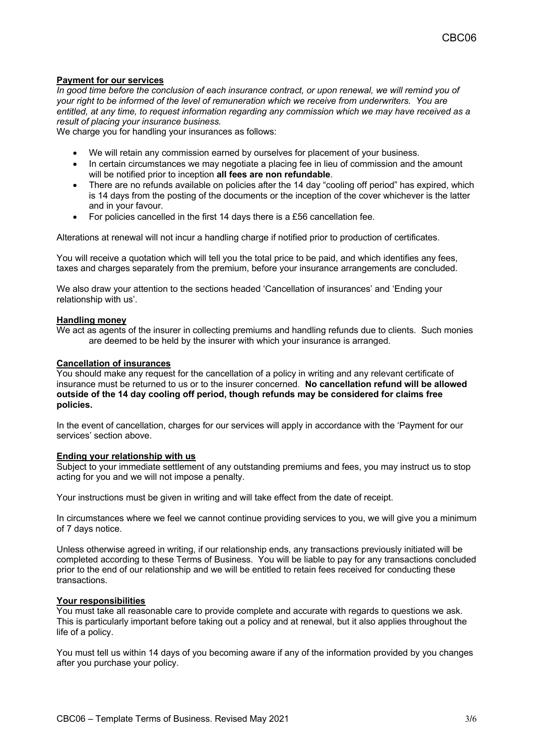**Payment for our services**

*In good time before the conclusion of each insurance contract, or upon renewal, we will remind you of your right to be informed of the level of remuneration which we receive from underwriters. You are entitled, at any time, to request information regarding any commission which we may have received as a result of placing your insurance business.*

We charge you for handling your insurances as follows:

- We will retain any commission earned by ourselves for placement of your business.
- In certain circumstances we may negotiate a placing fee in lieu of commission and the amount will be notified prior to inception **all fees are non refundable**.
- There are no refunds available on policies after the 14 day "cooling off period" has expired, which is 14 days from the posting of the documents or the inception of the cover whichever is the latter and in your favour.
- For policies cancelled in the first 14 days there is a £56 cancellation fee.

Alterations at renewal will not incur a handling charge if notified prior to production of certificates.

You will receive a quotation which will tell you the total price to be paid, and which identifies any fees, taxes and charges separately from the premium, before your insurance arrangements are concluded.

We also draw your attention to the sections headed 'Cancellation of insurances' and 'Ending your relationship with us'.

**Handling money**

We act as agents of the insurer in collecting premiums and handling refunds due to clients. Such monies are deemed to be held by the insurer with which your insurance is arranged.

**Cancellation of insurances**

You should make any request for the cancellation of a policy in writing and any relevant certificate of insurance must be returned to us or to the insurer concerned. **No cancellation refund will be allowed outside of the 14 day cooling off period, though refunds may be considered for claims free policies.**

In the event of cancellation, charges for our services will apply in accordance with the 'Payment for our services' section above.

**Ending your relationship with us**

Subject to your immediate settlement of any outstanding premiums and fees, you may instruct us to stop acting for you and we will not impose a penalty.

Your instructions must be given in writing and will take effect from the date of receipt.

In circumstances where we feel we cannot continue providing services to you, we will give you a minimum of 7 days notice.

Unless otherwise agreed in writing, if our relationship ends, any transactions previously initiated will be completed according to these Terms of Business. You will be liable to pay for any transactions concluded prior to the end of our relationship and we will be entitled to retain fees received for conducting these transactions.

**Your responsibilities**

You must take all reasonable care to provide complete and accurate with regards to questions we ask. This is particularly important before taking out a policy and at renewal, but it also applies throughout the life of a policy.

You must tell us within 14 days of you becoming aware if any of the information provided by you changes after you purchase your policy.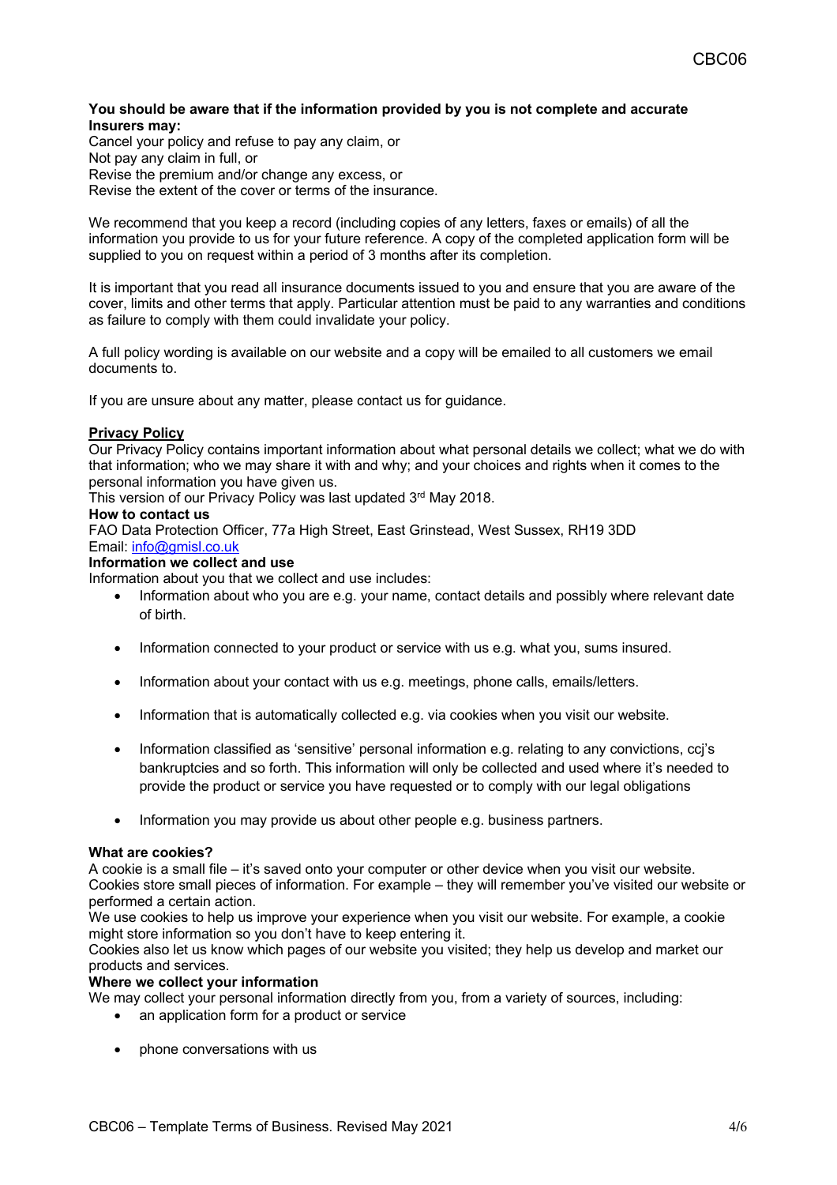**You should be aware that if the information provided by you is not complete and accurate Insurers may:**

Cancel your policy and refuse to pay any claim, or
Not pay any claim in full, or
Revise the premium and/or change any excess, or
Revise the extent of the cover or terms of the insurance.

We recommend that you keep a record (including copies of any letters, faxes or emails) of all the information you provide to us for your future reference. A copy of the completed application form will be supplied to you on request within a period of 3 months after its completion.

It is important that you read all insurance documents issued to you and ensure that you are aware of the cover, limits and other terms that apply. Particular attention must be paid to any warranties and conditions as failure to comply with them could invalidate your policy.

A full policy wording is available on our website and a copy will be emailed to all customers we email documents to.

If you are unsure about any matter, please contact us for guidance.

**Privacy Policy**

Our Privacy Policy contains important information about what personal details we collect; what we do with that information; who we may share it with and why; and your choices and rights when it comes to the personal information you have given us.
This version of our Privacy Policy was last updated 3rd May 2018.

**How to contact us**

FAO Data Protection Officer, 77a High Street, East Grinstead, West Sussex, RH19 3DD
Email: info@gmisl.co.uk

**Information we collect and use**

Information about you that we collect and use includes:

- Information about who you are e.g. your name, contact details and possibly where relevant date of birth.
- Information connected to your product or service with us e.g. what you, sums insured.
- Information about your contact with us e.g. meetings, phone calls, emails/letters.
- Information that is automatically collected e.g. via cookies when you visit our website.
- Information classified as 'sensitive' personal information e.g. relating to any convictions, ccj's bankruptcies and so forth. This information will only be collected and used where it's needed to provide the product or service you have requested or to comply with our legal obligations
- Information you may provide us about other people e.g. business partners.

**What are cookies?**

A cookie is a small file – it's saved onto your computer or other device when you visit our website. Cookies store small pieces of information. For example – they will remember you've visited our website or performed a certain action.
We use cookies to help us improve your experience when you visit our website. For example, a cookie might store information so you don't have to keep entering it.
Cookies also let us know which pages of our website you visited; they help us develop and market our products and services.

**Where we collect your information**

We may collect your personal information directly from you, from a variety of sources, including:

- an application form for a product or service
- phone conversations with us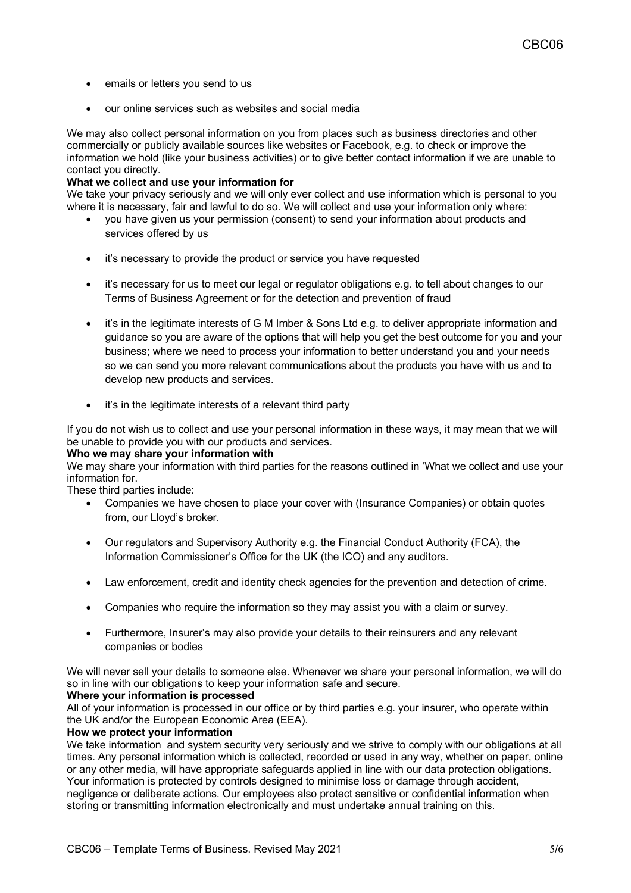- emails or letters you send to us
- our online services such as websites and social media

We may also collect personal information on you from places such as business directories and other commercially or publicly available sources like websites or Facebook, e.g. to check or improve the information we hold (like your business activities) or to give better contact information if we are unable to contact you directly.

**What we collect and use your information for**

We take your privacy seriously and we will only ever collect and use information which is personal to you where it is necessary, fair and lawful to do so. We will collect and use your information only where:

- you have given us your permission (consent) to send your information about products and services offered by us
- it's necessary to provide the product or service you have requested
- it's necessary for us to meet our legal or regulator obligations e.g. to tell about changes to our Terms of Business Agreement or for the detection and prevention of fraud
- it's in the legitimate interests of G M Imber & Sons Ltd e.g. to deliver appropriate information and guidance so you are aware of the options that will help you get the best outcome for you and your business; where we need to process your information to better understand you and your needs so we can send you more relevant communications about the products you have with us and to develop new products and services.
- it's in the legitimate interests of a relevant third party

If you do not wish us to collect and use your personal information in these ways, it may mean that we will be unable to provide you with our products and services.

**Who we may share your information with**

We may share your information with third parties for the reasons outlined in 'What we collect and use your information for.

These third parties include:

- Companies we have chosen to place your cover with (Insurance Companies) or obtain quotes from, our Lloyd's broker.
- Our regulators and Supervisory Authority e.g. the Financial Conduct Authority (FCA), the Information Commissioner's Office for the UK (the ICO) and any auditors.
- Law enforcement, credit and identity check agencies for the prevention and detection of crime.
- Companies who require the information so they may assist you with a claim or survey.
- Furthermore, Insurer's may also provide your details to their reinsurers and any relevant companies or bodies

We will never sell your details to someone else. Whenever we share your personal information, we will do so in line with our obligations to keep your information safe and secure.

**Where your information is processed**

All of your information is processed in our office or by third parties e.g. your insurer, who operate within the UK and/or the European Economic Area (EEA).

**How we protect your information**

We take information and system security very seriously and we strive to comply with our obligations at all times. Any personal information which is collected, recorded or used in any way, whether on paper, online or any other media, will have appropriate safeguards applied in line with our data protection obligations. Your information is protected by controls designed to minimise loss or damage through accident, negligence or deliberate actions. Our employees also protect sensitive or confidential information when storing or transmitting information electronically and must undertake annual training on this.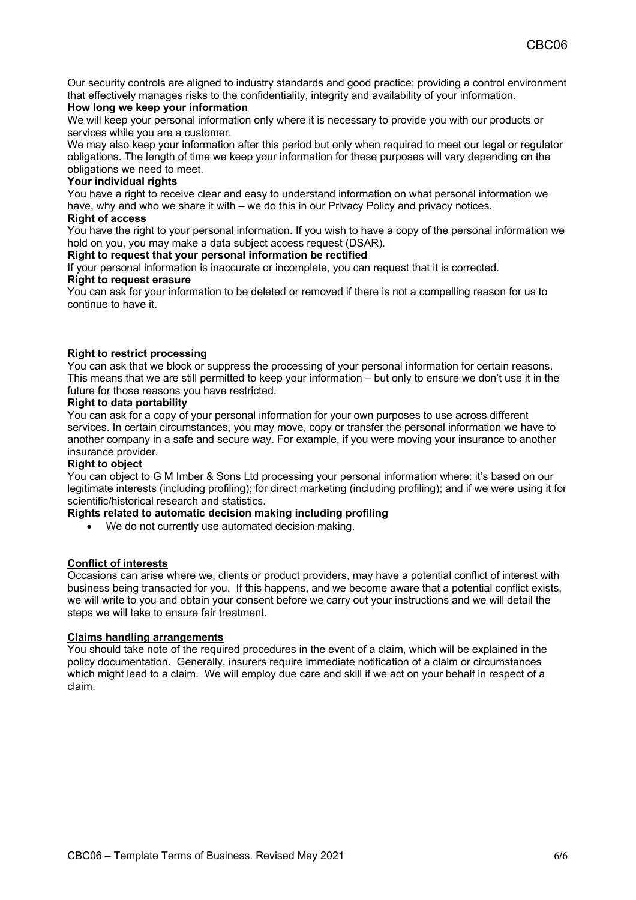Our security controls are aligned to industry standards and good practice; providing a control environment that effectively manages risks to the confidentiality, integrity and availability of your information.

**How long we keep your information**

We will keep your personal information only where it is necessary to provide you with our products or services while you are a customer.

We may also keep your information after this period but only when required to meet our legal or regulator obligations. The length of time we keep your information for these purposes will vary depending on the obligations we need to meet.

**Your individual rights**

You have a right to receive clear and easy to understand information on what personal information we have, why and who we share it with – we do this in our Privacy Policy and privacy notices.

**Right of access**

You have the right to your personal information. If you wish to have a copy of the personal information we hold on you, you may make a data subject access request (DSAR).

**Right to request that your personal information be rectified**

If your personal information is inaccurate or incomplete, you can request that it is corrected.

**Right to request erasure**

You can ask for your information to be deleted or removed if there is not a compelling reason for us to continue to have it.

**Right to restrict processing**

You can ask that we block or suppress the processing of your personal information for certain reasons. This means that we are still permitted to keep your information – but only to ensure we don't use it in the future for those reasons you have restricted.

**Right to data portability**

You can ask for a copy of your personal information for your own purposes to use across different services. In certain circumstances, you may move, copy or transfer the personal information we have to another company in a safe and secure way. For example, if you were moving your insurance to another insurance provider.

**Right to object**

You can object to G M Imber & Sons Ltd processing your personal information where: it's based on our legitimate interests (including profiling); for direct marketing (including profiling); and if we were using it for scientific/historical research and statistics.

**Rights related to automatic decision making including profiling**

- We do not currently use automated decision making.

**Conflict of interests**

Occasions can arise where we, clients or product providers, may have a potential conflict of interest with business being transacted for you. If this happens, and we become aware that a potential conflict exists, we will write to you and obtain your consent before we carry out your instructions and we will detail the steps we will take to ensure fair treatment.

**Claims handling arrangements**

You should take note of the required procedures in the event of a claim, which will be explained in the policy documentation. Generally, insurers require immediate notification of a claim or circumstances which might lead to a claim. We will employ due care and skill if we act on your behalf in respect of a claim.